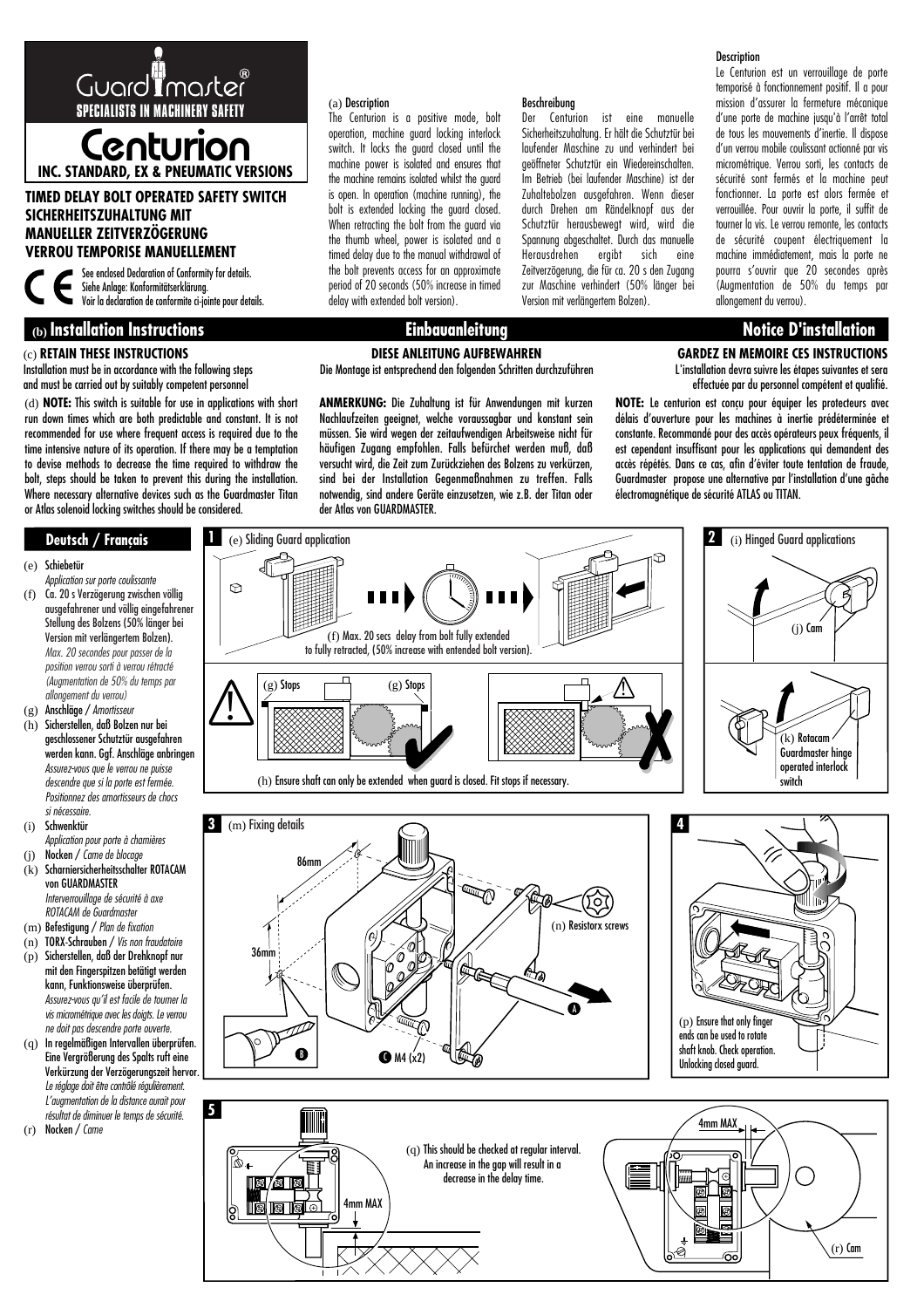# Guardmaster®

**SPECIALISTS IN MACHINERY SAFETY**

# Centurion

**INC. STANDARD, EX & PNEUMATIC VERSIONS**

## TIMED DELAY BOLT OPERATED SAFETY SWITCH
## SICHERHEITSZUHALTUNG MIT MANUELLER ZEITVERZÖGERUNG
## VERROU TEMPORISE MANUELLEMENT

CE See enclosed Declaration of Conformity for details.
Siehe Anlage: Konformitätserklärung.
Voir la declaration de conformite ci-jointe pour details.

(a) **Description**
The Centurion is a positive mode, bolt operation, machine guard locking interlock switch. It locks the guard closed until the machine power is isolated and ensures that the machine remains isolated whilst the guard is open. In operation (machine running), the bolt is extended locking the guard closed. When retracting the bolt from the guard via the thumb wheel, power is isolated and a timed delay due to the manual withdrawal of the bolt prevents access for an approximate period of 20 seconds (50% increase in timed delay with extended bolt version).

**Beschreibung**
Der Centurion ist eine manuelle Sicherheitszuhaltung. Er hält die Schutztür bei laufender Maschine zu und verhindert bei geöffneter Schutztür ein Wiedereinschalten. Im Betrieb (bei laufender Maschine) ist der Zuhaltebolzen ausgefahren. Wenn dieser durch Drehen am Rändelknopf aus der Schutztür herausbewegt wird, wird die Spannung abgeschaltet. Durch das manuelle Herausdrehen ergibt sich eine Zeitverzögerung, die für ca. 20 s den Zugang zur Maschine verhindert (50% länger bei Version mit verlängertem Bolzen).

**Description**
Le Centurion est un verrouillage de porte temporisé à fonctionnement positif. Il a pour mission d'assurer la fermeture mécanique d'une porte de machine jusqu'à l'arrêt total de tous les mouvements d'inertie. Il dispose d'un verrou mobile coulissant actionné par vis micrométrique. Verrou sorti, les contacts de sécurité sont fermés et la machine peut fonctionner. La porte est alors fermée et verrouillée. Pour ouvrir la porte, il suffit de tourner la vis. Le verrou remonte, les contacts de sécurité coupent électriquement la machine immédiatement, mais la porte ne pourra s'ouvrir que 20 secondes après (Augmentation de 50% du temps par allongement du verrou).

## (b) Installation Instructions

(c) **RETAIN THESE INSTRUCTIONS**
Installation must be in accordance with the following steps and must be carried out by suitably competent personnel

(d) **NOTE:** This switch is suitable for use in applications with short run down times which are both predictable and constant. It is not recommended for use where frequent access is required due to the time intensive nature of its operation. If there may be a temptation to devise methods to decrease the time required to withdraw the bolt, steps should be taken to prevent this during the installation. Where necessary alternative devices such as the Guardmaster Titan or Atlas solenoid locking switches should be considered.

## Einbauanleitung

**DIESE ANLEITUNG AUFBEWAHREN**
Die Montage ist entsprechend den folgenden Schritten durchzuführen

**ANMERKUNG:** Die Zuhaltung ist für Anwendungen mit kurzen Nachlaufzeiten geeignet, welche voraussagbar und konstant sein müssen. Sie wird wegen der zeitaufwendigen Arbeitsweise nicht für häufigen Zugang empfohlen. Falls befürchtet werden muß, daß versucht wird, die Zeit zum Zurückziehen des Bolzens zu verkürzen, sind bei der Installation Gegenmaßnahmen zu treffen. Falls notwendig, sind andere Geräte einzusetzen, wie z.B. der Titan oder der Atlas von GUARDMASTER.

## Notice D'installation

**GARDEZ EN MEMOIRE CES INSTRUCTIONS**
L'installation devra suivre les étapes suivantes et sera effectuée par du personnel compétent et qualifié.

**NOTE:** Le centurion est conçu pour équiper les protecteurs avec délais d'ouverture pour les machines à inertie prédéterminée et constante. Recommandé pour des accès opérateurs peux fréquents, il est cependant insuffisant pour les applications qui demandent des accès répétés. Dans ce cas, afin d'éviter toute tentation de fraude, Guardmaster propose une alternative par l'installation d'une gâche électromagnétique de sécurité ATLAS ou TITAN.

## Deutsch / Français

(e) Schiebetür
*Application sur porte coulissante*
(f) Ca. 20 s Verzögerung zwischen völlig ausgefahrener und völlig eingefahrener Stellung des Bolzens (50% länger bei Version mit verlängertem Bolzen).
*Max. 20 secondes pour passer de la position verrou sorti à verrou rétracté (Augmentation de 50% du temps par allongement du verrou)*
(g) Anschläge / *Amortisseur*
(h) Sicherstellen, daß Bolzen nur bei geschlossener Schutztür ausgefahren werden kann. Ggf. Anschläge anbringen
*Assurez-vous que le verrou ne puisse descendre que si la porte est fermée. Positionnez des amortisseurs de chocs si nécessaire.*
(i) Schwenktür
*Application pour porte à charnières*
(j) Nocken / *Came de blocage*
(k) Scharniersicherheitsschalter ROTACAM von GUARDMASTER
*Interverrouillage de sécurité à axe ROTACAM de Guardmaster*
(m) Befestigung / *Plan de fixation*
(n) TORX-Schrauben / *Vis non fraudatoire*
(p) Sicherstellen, daß der Drehknopf nur mit den Fingerspitzen betätigt werden kann, Funktionsweise überprüfen.
*Assurez-vous qu'il est facile de tourner la vis micrométique avec les doigts. Le verrou ne doit pas descendre porte ouverte.*
(q) In regelmäßigen Intervallen überprüfen. Eine Vergrößerung des Spalts ruft eine Verkürzung der Verzögerungszeit hervor.
*Le réglage doit être contrôlé régulièrement. L'augmentation de la distance aurait pour résultat de diminuer le temps de sécurité.*
(r) Nocken / *Came*

**1** (e) Sliding Guard application

(f) Max. 20 secs delay from bolt fully extended to fully retracted, (50% increase with entended bolt version).

(g) Stops (g) Stops

(h) Ensure shaft can only be extended when guard is closed. Fit stops if necessary.

**2** (i) Hinged Guard applications

(j) Cam

(k) Rotacam Guardmaster hinge operated interlock switch

**3** (m) Fixing details

86mm
36mm
(n) Resistorx screws
A
B
C M4 (x2)

**4**

(p) Ensure that only finger ends can be used to rotate shaft knob. Check operation. Unlocking closed guard.

**5**

4mm MAX

(q) This should be checked at regular interval. An increase in the gap will result in a decrease in the delay time.

4mm MAX

(r) Cam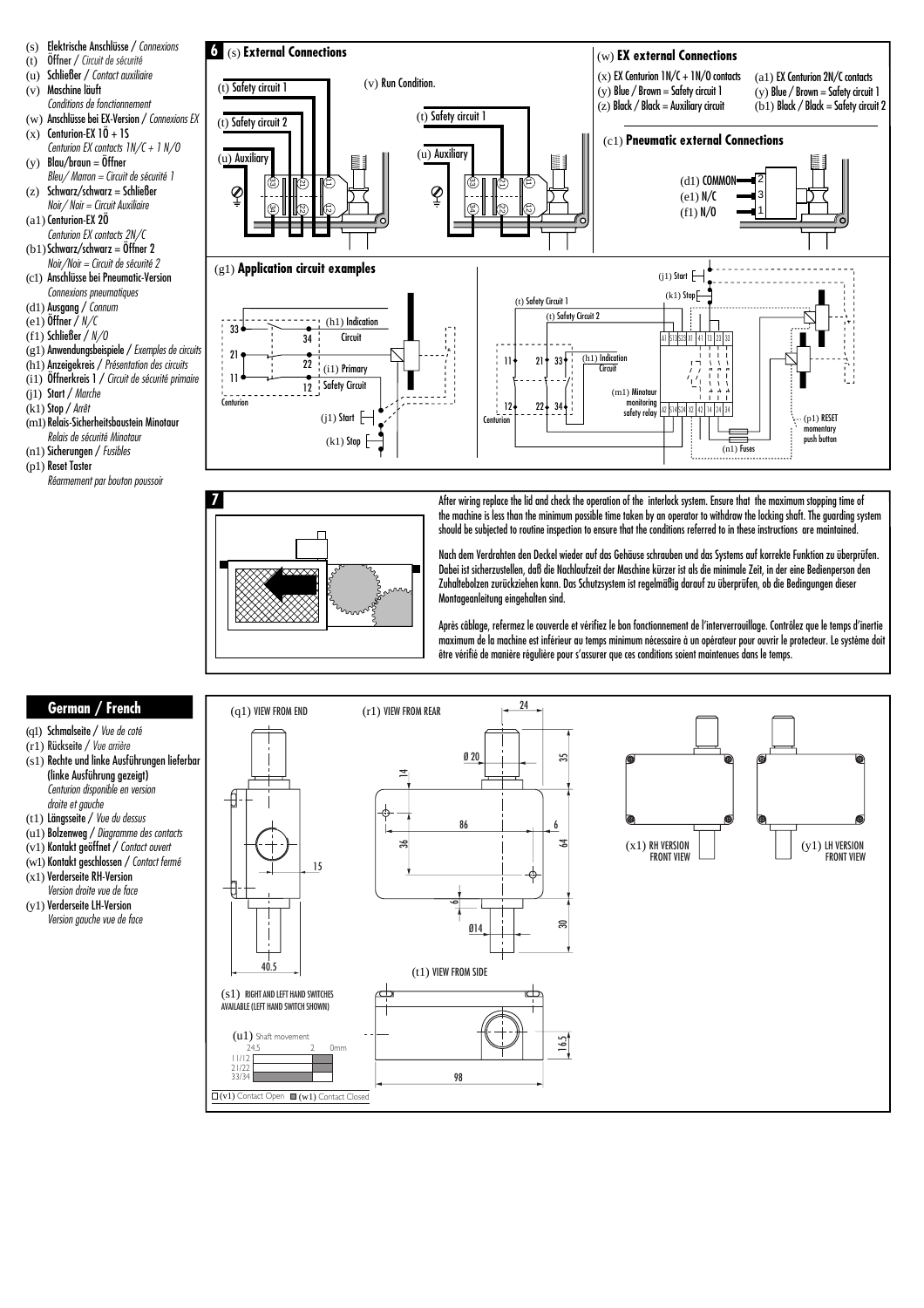- (s) Elektrische Anschlüsse / *Connexions*
- (t) Öffner / *Circuit de sécurité*
- (u) Schließer / *Contact auxiliaire*
- (v) Maschine läuft
  *Conditions de fonctionnement*
- (w) Anschlüsse bei EX-Version / *Connexions EX*
- (x) Centurion-EX 1Ö + 1S
  *Centurion EX contacts 1N/C + 1 N/O*
- (y) Blau/braun = Öffner
  *Bleu/ Marron = Circuit de sécurité 1*
- (z) Schwarz/schwarz = Schließer
  *Noir/ Noir = Circuit Auxiliaire*
- (a1) Centurion-EX 2Ö
  *Centurion EX contacts 2N/C*
- (b1) Schwarz/schwarz = Öffner 2
  *Noir/Noir = Circuit de sécurité 2*
- (c1) Anschlüsse bei Pneumatic-Version
  *Connexions pneumatiques*
- (d1) Ausgang / *Connum*
- (e1) Öffner / *N/C*
- (f1) Schließer / *N/O*
- (g1) Anwendungsbeispiele / *Exemples de circuits*
- (h1) Anzeigekreis / *Présentation des circuits*
- (i1) Öffnerkreis 1 / *Circuit de sécurité primaire*
- (j1) Start / *Marche*
- (k1) Stop / *Arrêt*
- (m1) Relais-Sicherheitsbaustein Minotaur
  *Relais de sécurité Minotaur*
- (n1) Sicherungen / *Fusibles*
- (p1) Reset Taster
  *Réarmement par bouton poussoir*

## 6

(s) **External Connections**

(v) Run Condition.

(t) Safety circuit 1

(t) Safety circuit 2

(u) Auxiliary

(t) Safety circuit 1

(u) Auxiliary

(w) **EX external Connections**

(x) EX Centurion 1N/C + 1N/O contacts
(y) Blue / Brown = Safety circuit 1
(z) Black / Black = Auxiliary circuit

(a1) EX Centurion 2N/C contacts
(y) Blue / Brown = Safety circuit 1
(b1) Black / Black = Safety circuit 2

(c1) **Pneumatic external Connections**

(d1) COMMON 2
(e1) N/C 3
(f1) N/O 1

(g1) **Application circuit examples**

33 34 (h1) Indication Circuit
21 22 (i1) Primary
11 12 Safety Circuit
Centurion
(j1) Start
(k1) Stop

(j1) Start
(k1) Stop
(t) Safety Circuit 1
(t) Safety Circuit 2
11 21 33 (h1) Indication Circuit
12 22 34
Centurion
(m1) Minotaur monitoring safety relay
A1 S13 S23 S1 41 13 23 33
A2 S14 S24 X2 42 14 24 34
(n1) Fuses
(p1) RESET momentary push button

## 7

After wiring replace the lid and check the operation of the interlock system. Ensure that the maximum stopping time of the machine is less than the minimum possible time taken by an operator to withdraw the locking shaft. The guarding system should be subjected to routine inspection to ensure that the conditions referred to in these instructions are maintained.

Nach dem Verdrahten den Deckel wieder auf das Gehäuse schrauben und das Systems auf korrekte Funktion zu überprüfen. Dabei ist sicherzustellen, daß die Nachlaufzeit der Maschine kürzer ist als die minimale Zeit, in der eine Bedienperson den Zuhaltebolzen zurückziehen kann. Das Schutzsystem ist regelmäßig darauf zu überprüfen, ob die Bedingungen dieser Montageanleitung eingehalten sind.

Après câblage, refermez le couvercle et vérifiez le bon fonctionnement de l'interverrouillage. Contrôlez que le temps d'inertie maximum de la machine est inférieur au temps minimum nécessaire à un opérateur pour ouvrir le protecteur. Le système doit être vérifié de manière régulière pour s'assurer que ces conditions soient maintenues dans le temps.

## German / French

- (q1) Schmalseite / *Vue de coté*
- (r1) Rückseite / *Vue arrière*
- (s1) Rechte und linke Ausführungen lieferbar (linke Ausführung gezeigt)
  *Centurion disponible en version droite et gauche*
- (t1) Längsseite / *Vue du dessus*
- (u1) Bolzenweg / *Diagramme des contacts*
- (v1) Kontakt geöffnet / *Contact ouvert*
- (w1) Kontakt geschlossen / *Contact fermé*
- (x1) Verderseite RH-Version
  *Version droite vue de face*
- (y1) Verderseite LH-Version
  *Version gauche vue de face*

(q1) VIEW FROM END
15
40.5

(r1) VIEW FROM REAR
24
Ø 20
35
14
86
6
36
64
6
Ø14
30

(t1) VIEW FROM SIDE
16.5
98

(x1) RH VERSION FRONT VIEW

(y1) LH VERSION FRONT VIEW

(s1) RIGHT AND LEFT HAND SWITCHES AVAILABLE (LEFT HAND SWITCH SHOWN)

(u1) Shaft movement
24.5 2 0mm
11/12
21/22
33/34

(v1) Contact Open (w1) Contact Closed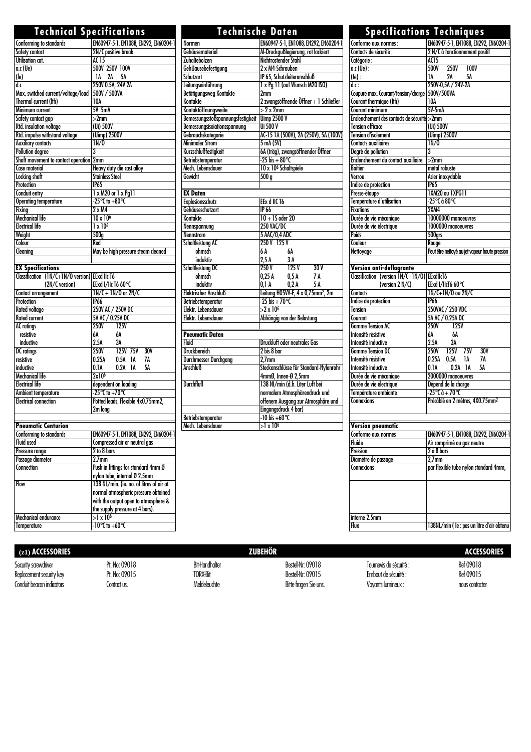## Technical Specifications

| | |
|---|---|
| Conforming to standards | EN60947-5-1, EN1088, EN292, EN60204-1 |
| Safety contact | 2N/C positive break |
| Utilisation cat. | AC 15 |
| a.c (Ue) | 500V 250V 100V |
| (Ie) | 1A 2A 5A |
| d.c | 250V 0.5A, 24V 2A |
| Max. switched current/voltage/load | 500V / 500VA |
| Thermal current (Ith) | 10A |
| Minimum current | 5V 5mA |
| Safety contact gap | >2mm |
| Rtd. insulation voltage | (Ui) 500V |
| Rtd. impulse withstand voltage | (Uimp) 2500V |
| Auxiliary contacts | 1N/O |
| Pollution degree | 3 |
| Shaft movement to contact operation | 2mm |
| Case material | Heavy duty die cast alloy |
| Locking shaft | Stainless Steel |
| Protection | IP65 |
| Conduit entry | 1 x M20 or 1 x Pg11 |
| Operating temperature | -25°C to +80°C |
| Fixing | 2 x M4 |
| Mechanical life | 10 x 10^6 |
| Electrical life | 1 x 10^6 |
| Weight | 500g |
| Colour | Red |
| Cleaning | May be high pressure steam cleaned |

### EX Specifications

| | |
|---|---|
| Classification (1N/C+1N/O version) | EExd IIc T6 |
| (2N/C version) | EExd I/IIc T6 60°C |
| Contact arrangement | 1N/C + 1N/O or 2N/C |
| Protection | IP66 |
| Rated voltage | 250V AC / 250V DC |
| Rated current | 5A AC / 0.25A DC |
| AC ratings | 250V 125V |
| resistive | 6A 6A |
| inductive | 2.5A 3A |
| DC ratings | 250V 125V 75V 30V |
| resistive | 0.25A 0.5A 1A 7A |
| inductive | 0.1A 0.2A 1A 5A |
| Mechanical life | 2x10^6 |
| Electrical life | dependent on loading |
| Ambient temperature | -25°C to +70°C |
| Electrical connection | Potted leads. Flexible 4x0.75mm2, 2m long |

### Pneumatic Centurion

| | |
|---|---|
| Conforming to standards | EN60947-5-1, EN1088, EN292, EN60204-1 |
| Fluid used | Compressed air or neutral gas |
| Pressure range | 2 to 8 bars |
| Passage diameter | 2.7mm |
| Connection | Push in fittings for standard 4mm Ø nylon tube, internal Ø 2.5mm |
| Flow | 138 NL/min. (ie. no. of litres of air at normal atmospheric pressure obtained with the output open to atmosphere & the supply pressure at 4 bars). |
| Mechanical endurance | >1 x 10^6 |
| Temperature | -10°C to +60°C |

## Technische Daten

| | |
|---|---|
| Normen | EN60947-5-1, EN1088, EN292, EN60204-1 |
| Gehäusematerial | Al-Druckgußlegierung, rot lackiert |
| Zuhaltebolzen | Nichtrostender Stahl |
| GehUausebefestigung | 2 x M4-Schrauben |
| Schutzart | IP 65, Schutzleiteranschluß |
| Leitungseinführung | 1 x Pg 11 (auf Wunsch M20 ISO) |
| Betätigungsweg Kontakte | 2mm |
| Kontakte | 2 zwangsöffnende Öffner + 1 Schließer |
| Kontaktöffnungsweite | > 2 x 2mm |
| Bemessungsstoßspannungsfestigkeit | Uimp 2500 V |
| Bemessungsisolationsspannung | Ui 500 V |
| Gebrauchskategorie | AC-15 1A (500V), 2A (250V), 5A (100V) |
| Minimaler Strom | 5 mA (5V) |
| Kurzschlußfestigkeit | 6A (träg), zwangsöffnender Öffner |
| Betriebstemperatur | -25 bis + 80°C |
| Mech. Lebensdauer | 10 x 10^6 Schaltspiele |
| Gewicht | 500 g |

### EX Daten

| | |
|---|---|
| Explosionsschutz | EEx d IIC T6 |
| Gehäuseschutzart | IP 66 |
| Kontakte | 10 + 1S oder 2Ö |
| Nennspannung | 250 VAC/DC |
| Nennstrom | 5 AAC/0,4 ADC |
| Schaltleistung AC | 250 V 125 V |
| ohmsch | 6 A 6A |
| induktiv | 2,5 A 3 A |
| Schaltleistung DC | 250 V 125 V 30 V |
| ohmsch | 0,25 A 0,5 A 7 A |
| induktiv | 0,1 A 0,2 A 5 A |
| Elektrischer Anschluß | Leitung H05VV-F, 4 x 0,75mm², 2m |
| Betriebstemperatur | -25 bis + 70°C |
| Elektr. Lebensdauer | >2 x 10^6 |
| Elektr. Lebensdauer | Abhängig von der Belastung |

### Pneumatic Daten

| | |
|---|---|
| Fluid | Druckluft oder neutrales Gas |
| Druckbereich | 2 bis 8 bar |
| Durchmesser Durchgang | 2,7mm |
| Anschluß | Steckanschlüsse für Standard-Nylonrohr 4mmØ, Innen-Ø 2,5mm |
| Durchfluß | 138 Nl/min (d.h. Liter Luft bei normalem Atmosphärendruck und offenem Ausgang zur Atmosphäre und Eingangsdruck 4 bar) |
| Betriebstemperatur | -10 bis +60°C |
| Mech. Lebensdauer | >1 x 10^6 |

## Specifications Techniques

| | |
|---|---|
| Conforme aux normes : | EN60947-5-1, EN1088, EN292, EN60204-1 |
| Contacts de sécurité : | 2 N/C à fonctionnement positif |
| Catégorie : | AC15 |
| a.c (Ue) : | 500V 250V 100V |
| (Ie) : | 1A 2A 5A |
| d.c : | 250V-0,5A / 24V-2A |
| Coupure max. Courant/tension/charge | 500V/500VA |
| Courant thermique (Ith) | 10A |
| Courant minimum | 5V-5mA |
| Enclenchement des contacts de sécurité | >2mm |
| Tension efficace | (Ui) 500V |
| Tension d'isolement | (Uimp) 2500V |
| Contacts auxiliaires | 1N/O |
| Degré de pollution | 3 |
| Enclenchement du contact auxiliaire | >2mm |
| Boîtier | métal robuste |
| Verrou | Acier inoxydable |
| Indice de protection | IP65 |
| Presse-étoupe | 1XM20 ou 1XPG11 |
| Température d'utilisation | -25°C à 80°C |
| Fixations | 2XM4 |
| Durée de vie mécanique | 10000000 manoeuvres |
| Durée de vie électrique | 1000000 manoeuvres |
| Poids | 500grs |
| Couleur | Rouge |
| Nettoyage | Peut être nettoyé au jet vapeur haute pression |

### Version anti-deflagrante

| | |
|---|---|
| Classification (version 1N/C+1N/O) | EExdIIcT6 |
| (version 2 N/C) | EExd I/IIcT6 60°C |
| Contacts | 1N/C+1N/O ou 2N/C |
| Indice de protection | IP66 |
| Tension | 250VAC / 250 VDC |
| Courant | 5A AC / 0.25A DC |
| Gamme Tension AC | 250V 125V |
| Intensité résistive | 6A 6A |
| Intensité inductive | 2.5A 3A |
| Gamme Tension DC | 250V 125V 75V 30V |
| Intensité résistive | 0.25A 0.5A 1A 7A |
| Intensité inductive | 0.1A 0.2A 1A 5A |
| Durée de vie mécanique | 2000000 manoeuvres |
| Durée de vie électrique | Dépend de la charge |
| Température ambiante | -25°C à + 70°C |
| Connexions | Précâblé en 2 mètres, 4X0.75mm² |

### Version pneumatic

| | |
|---|---|
| Conforme aux normes | EN60947-5-1, EN1088, EN292, EN60204-1 |
| Fluide | Air comprimé ou gaz neutre |
| Pression | 2 à 8 bars |
| Diamètre de passage | 2,7mm |
| Connexions | par flexible tube nylon standard 4mm, |
| interne 2.5mm | |
| Flux | 138NL/min ( Ie : pas un litre d'air obtenu |

## (z1) ACCESSORIES / ZUBEHÖR / ACCESSORIES

| | | | | | |
|---|---|---|---|---|---|
| Security screwdriver | Pt. No: 09018 | Bit-Handhalter | Bestell-Nr: 09018 | Tournevis de sécurité : | Ref 09018 |
| Replacement security key | Pt. No: 09015 | TORX-Bit | Bestell-Nr: 09015 | Embout de sécurité : | Ref 09015 |
| Conduit beacon indicators | Contact us. | Meldeleuchte | Bitte fragen Sie uns. | Voyants lumineux : | nous contacter |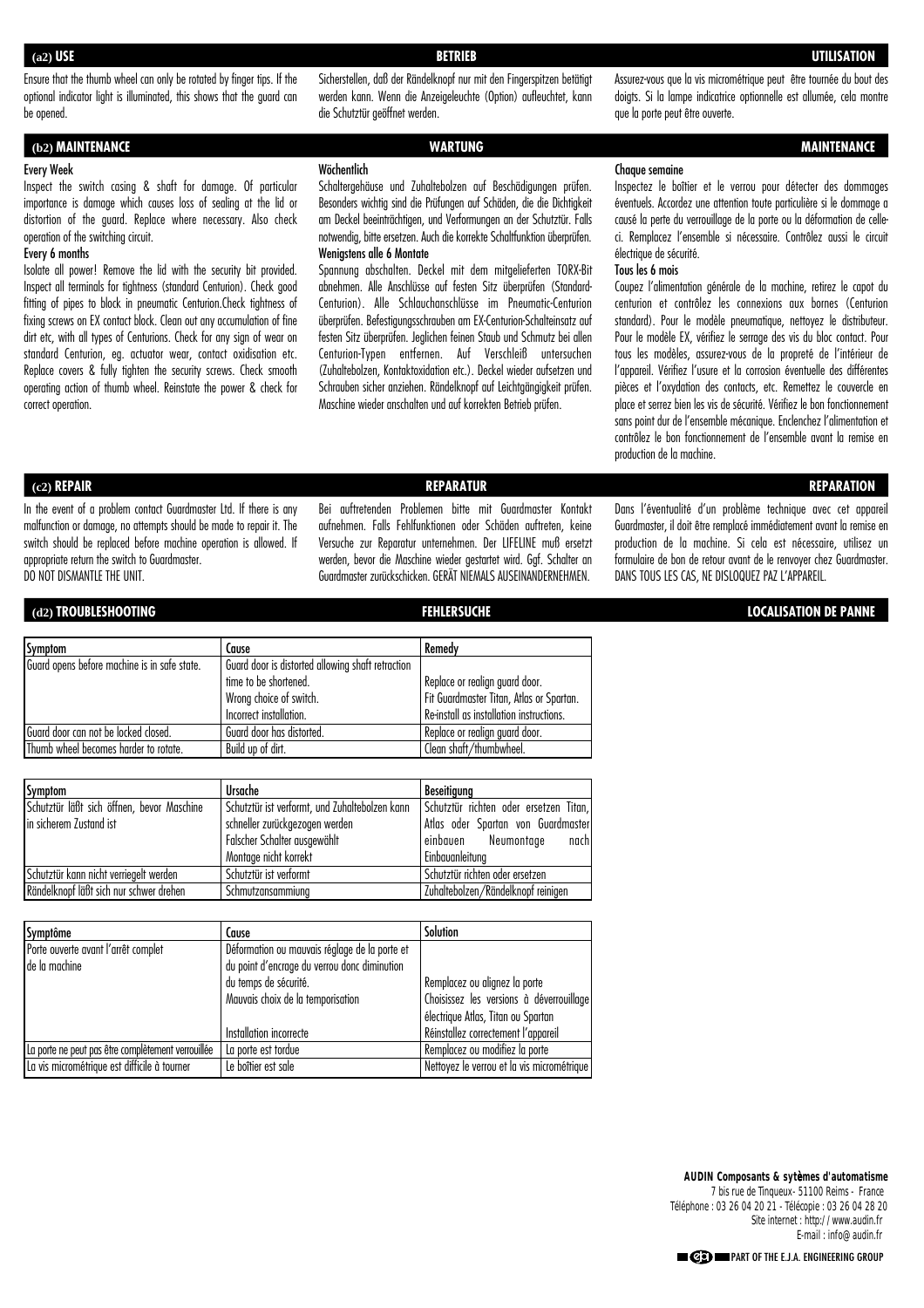## (a2) USE — BETRIEB — UTILISATION

Ensure that the thumb wheel can only be rotated by finger tips. If the optional indicator light is illuminated, this shows that the guard can be opened.

Sicherstellen, daß der Rändelknopf nur mit den Fingerspitzen betätigt werden kann. Wenn die Anzeigeleuchte (Option) aufleuchtet, kann die Schutztür geöffnet werden.

Assurez-vous que la vis micrométrique peut être tournée du bout des doigts. Si la lampe indicatrice optionnelle est allumée, cela montre que la porte peut être ouverte.

## (b2) MAINTENANCE — WARTUNG — MAINTENANCE

**Every Week**

Inspect the switch casing & shaft for damage. Of particular importance is damage which causes loss of sealing at the lid or distortion of the guard. Replace where necessary. Also check operation of the switching circuit.

**Every 6 months**

Isolate all power! Remove the lid with the security bit provided. Inspect all terminals for tightness (standard Centurion). Check good fitting of pipes to block in pneumatic Centurion.Check tightness of fixing screws on EX contact block. Clean out any accumulation of fine dirt etc, with all types of Centurions. Check for any sign of wear on standard Centurion, eg. actuator wear, contact oxidisation etc. Replace covers & fully tighten the security screws. Check smooth operating action of thumb wheel. Reinstate the power & check for correct operation.

**Wöchentlich**

Schaltergehäuse und Zuhaltebolzen auf Beschädigungen prüfen. Besonders wichtig sind die Prüfungen auf Schäden, die die Dichtigkeit am Deckel beeinträchtigen, und Verformungen an der Schutztür. Falls notwendig, bitte ersetzen. Auch die korrekte Schaltfunktion überprüfen.

**Wenigstens alle 6 Monate**

Spannung abschalten. Deckel mit dem mitgelieferten TORX-Bit abnehmen. Alle Anschlüsse auf festen Sitz überprüfen (Standard-Centurion). Alle Schlauchanschlüsse im Pneumatic-Centurion überprüfen. Befestigungsschrauben am EX-Centurion-Schalteinsatz auf festen Sitz überprüfen. Jeglichen feinen Staub und Schmutz bei allen Centurion-Typen entfernen. Auf Verschleiß untersuchen (Zuhaltebolzen, Kontaktoxidation etc.). Deckel wieder aufsetzen und Schrauben sicher anziehen. Rändelknopf auf Leichtgängigkeit prüfen. Maschine wieder anschalten und auf korrekten Betrieb prüfen.

**Chaque semaine**

Inspectez le boîtier et le verrou pour détecter des dommages éventuels. Accordez une attention toute particulière si le dommage a causé la perte du verrouillage de la porte ou la déformation de celle-ci. Remplacez l'ensemble si nécessaire. Contrôlez aussi le circuit électrique de sécurité.

**Tous les 6 mois**

Coupez l'alimentation générale de la machine, retirez le capot du centurion et contrôlez les connexions aux bornes (Centurion standard). Pour le modèle pneumatique, nettoyez le distributeur. Pour le modèle EX, vérifiez le serrage des vis du bloc contact. Pour tous les modèles, assurez-vous de la propreté de l'intérieur de l'appareil. Vérifiez l'usure et la corrosion éventuelle des différentes pièces et l'oxydation des contacts, etc. Remettez le couvercle en place et serrez bien les vis de sécurité. Vérifiez le bon fonctionnement sans point dur de l'ensemble mécanique. Enclenchez l'alimentation et contrôlez le bon fonctionnement de l'ensemble avant la remise en production de la machine.

## (c2) REPAIR — REPARATUR — REPARATION

In the event of a problem contact Guardmaster Ltd. If there is any malfunction or damage, no attempts should be made to repair it. The switch should be replaced before machine operation is allowed. If appropriate return the switch to Guardmaster.
DO NOT DISMANTLE THE UNIT.

Bei auftretenden Problemen bitte mit Guardmaster Kontakt aufnehmen. Falls Fehlfunktionen oder Schäden auftreten, keine Versuche zur Reparatur unternehmen. Der LIFELINE muß ersetzt werden, bevor die Maschine wieder gestartet wird. Ggf. Schalter an Guardmaster zurückschicken. GERÄT NIEMALS AUSEINANDERNEHMEN.

Dans l'éventualité d'un problème technique avec cet appareil Guardmaster, il doit être remplacé immédiatement avant la remise en production de la machine. Si cela est nécessaire, utilisez un formulaire de bon de retour avant de le renvoyer chez Guardmaster. DANS TOUS LES CAS, NE DISLOQUEZ PAZ L'APPAREIL.

## (d2) TROUBLESHOOTING — FEHLERSUCHE — LOCALISATION DE PANNE

| Symptom | Cause | Remedy |
|---|---|---|
| Guard opens before machine is in safe state. | Guard door is distorted allowing shaft retraction time to be shortened.<br>Wrong choice of switch.<br>Incorrect installation. | Replace or realign guard door.<br>Fit Guardmaster Titan, Atlas or Spartan.<br>Re-install as installation instructions. |
| Guard door can not be locked closed. | Guard door has distorted. | Replace or realign guard door. |
| Thumb wheel becomes harder to rotate. | Build up of dirt. | Clean shaft/thumbwheel. |

| Symptom | Ursache | Beseitigung |
|---|---|---|
| Schutztür läßt sich öffnen, bevor Maschine in sicherem Zustand ist | Schutztür ist verformt, und Zuhaltebolzen kann schneller zurückgezogen werden<br>Falscher Schalter ausgewählt<br>Montage nicht korrekt | Schutztür richten oder ersetzen Titan, Atlas oder Spartan von Guardmaster einbauen Neumontage nach Einbauanleitung |
| Schutztür kann nicht verriegelt werden | Schutztür ist verformt | Schutztür richten oder ersetzen |
| Rändelknopf läßt sich nur schwer drehen | Schmutzansammlung | Zuhaltebolzen/Rändelknopf reinigen |

| Symptôme | Cause | Solution |
|---|---|---|
| Porte ouverte avant l'arrêt complet de la machine | Déformation ou mauvais réglage de la porte et du point d'encrage du verrou donc diminution du temps de sécurité.<br>Mauvais choix de la temporisation<br>Installation incorrecte | Remplacez ou alignez la porte<br>Choisissez les versions à déverrouillage électrique Atlas, Titan ou Spartan<br>Réinstallez correctement l'appareil |
| La porte ne peut pas être complètement verrouillée | La porte est tordue | Remplacez ou modifiez la porte |
| La vis micrométrique est difficile à tourner | Le boîtier est sale | Nettoyez le verrou et la vis micrométrique |

**AUDIN Composants & sytèmes d'automatisme**
7 bis rue de Tinqueux - 51100 Reims - France
Téléphone : 03 26 04 20 21 - Télécopie : 03 26 04 28 20
Site internet : http://www.audin.fr
E-mail : info@audin.fr

PART OF THE E.J.A. ENGINEERING GROUP